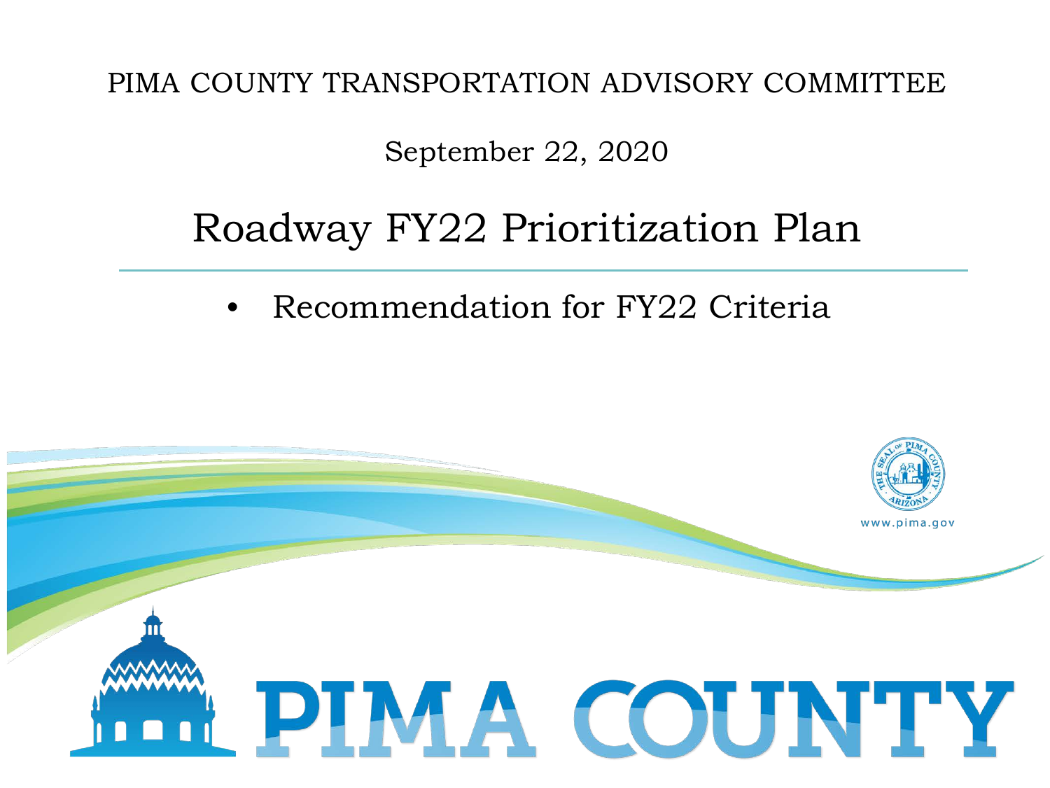PIMA COUNTY TRANSPORTATION ADVISORY COMMITTEE

September 22, 2020

# Roadway FY22 Prioritization Plan

- Recommendation for FY22 Criteria

www.pima.gov

PIMA COUNTY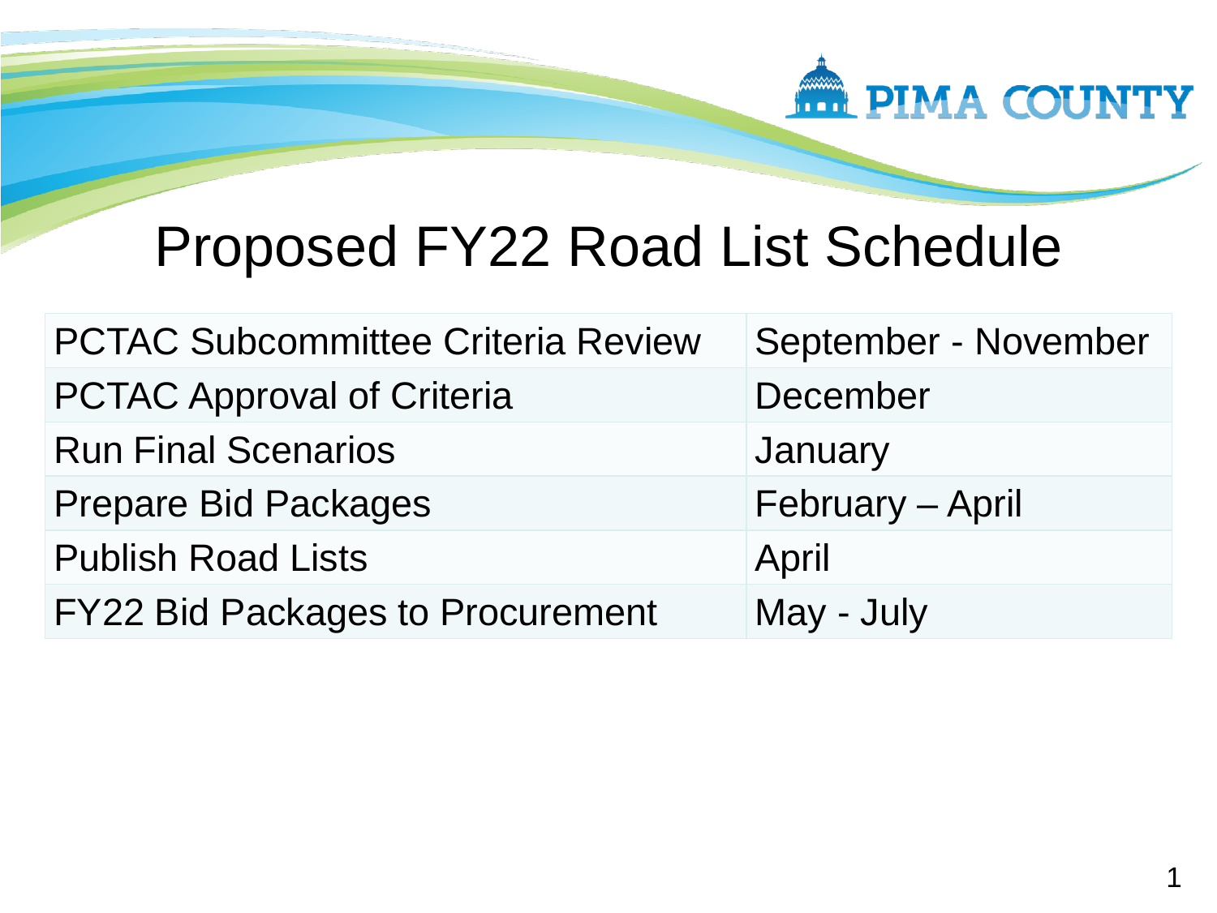# Proposed FY22 Road List Schedule

| | |
|---|---|
| PCTAC Subcommittee Criteria Review | September - November |
| PCTAC Approval of Criteria | December |
| Run Final Scenarios | January |
| Prepare Bid Packages | February – April |
| Publish Road Lists | April |
| FY22 Bid Packages to Procurement | May - July |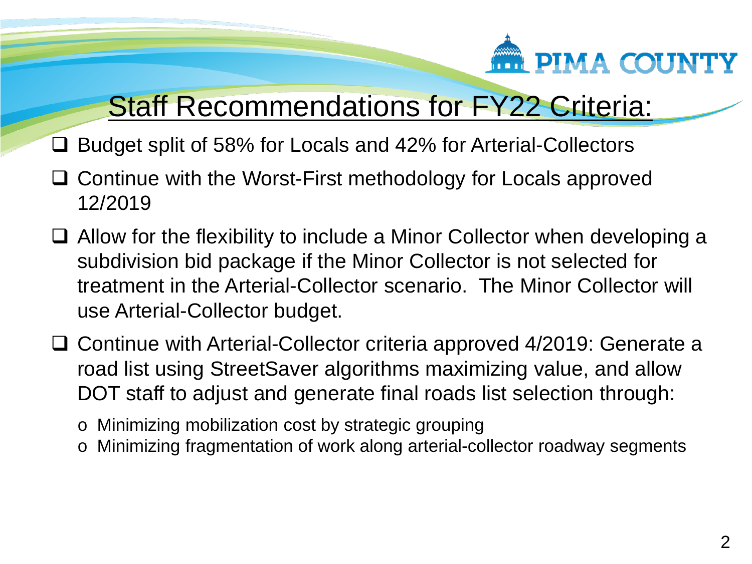# Staff Recommendations for FY22 Criteria:

- Budget split of 58% for Locals and 42% for Arterial-Collectors
- Continue with the Worst-First methodology for Locals approved 12/2019
- Allow for the flexibility to include a Minor Collector when developing a subdivision bid package if the Minor Collector is not selected for treatment in the Arterial-Collector scenario. The Minor Collector will use Arterial-Collector budget.
- Continue with Arterial-Collector criteria approved 4/2019: Generate a road list using StreetSaver algorithms maximizing value, and allow DOT staff to adjust and generate final roads list selection through:
  - Minimizing mobilization cost by strategic grouping
  - Minimizing fragmentation of work along arterial-collector roadway segments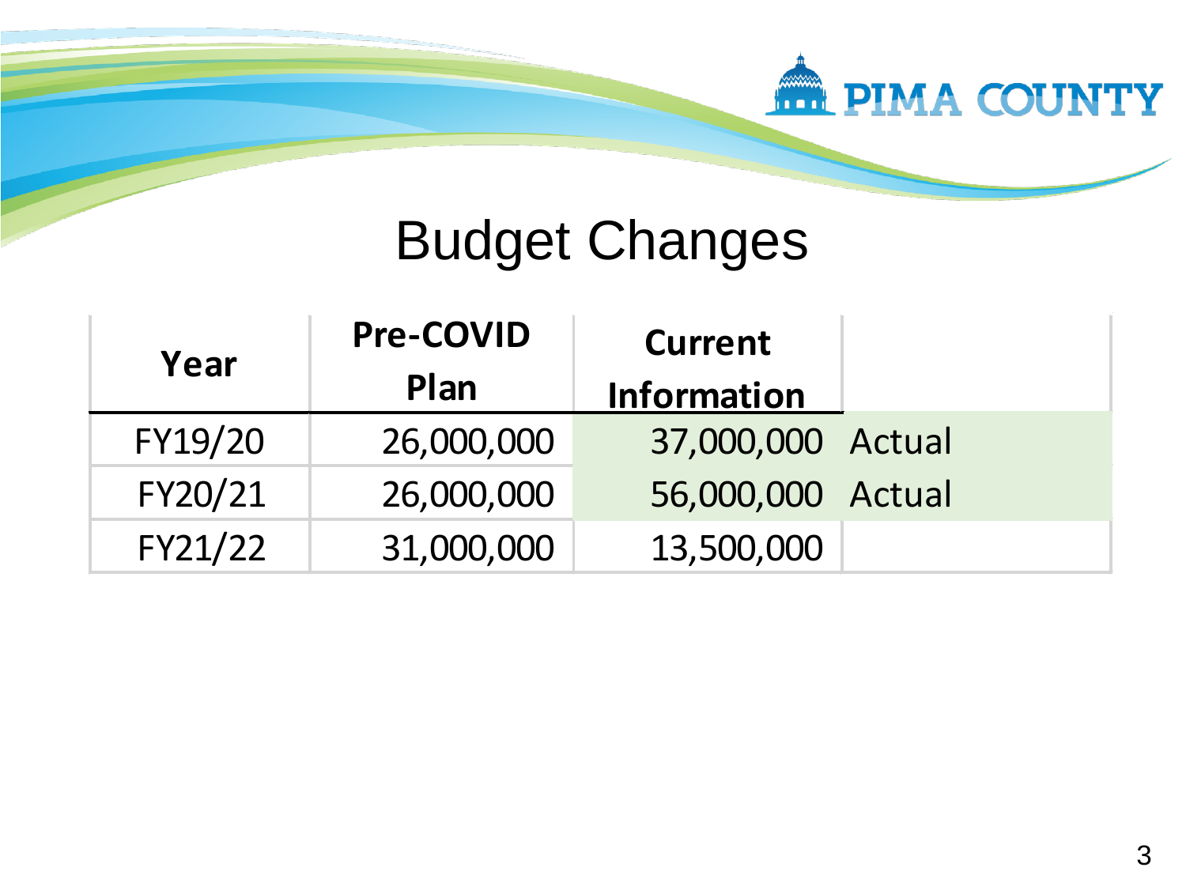# Budget Changes

| Year | Pre-COVID Plan | Current Information | |
|---|---|---|---|
| FY19/20 | 26,000,000 | 37,000,000 | Actual |
| FY20/21 | 26,000,000 | 56,000,000 | Actual |
| FY21/22 | 31,000,000 | 13,500,000 | |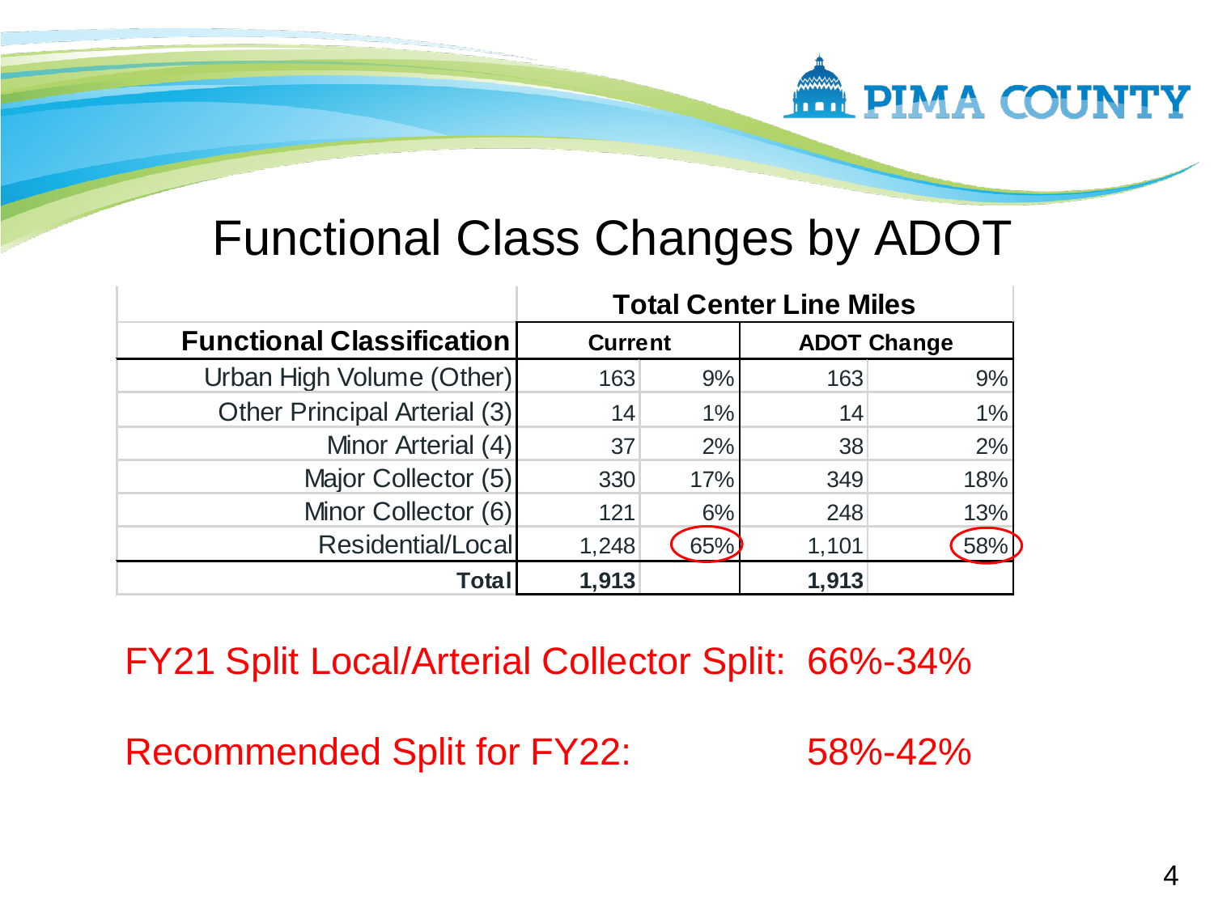# Functional Class Changes by ADOT

| Functional Classification | Total Center Line Miles | | | |
|---|---|---|---|---|
| | Current | | ADOT Change | |
| Urban High Volume (Other) | 163 | 9% | 163 | 9% |
| Other Principal Arterial (3) | 14 | 1% | 14 | 1% |
| Minor Arterial (4) | 37 | 2% | 38 | 2% |
| Major Collector (5) | 330 | 17% | 349 | 18% |
| Minor Collector (6) | 121 | 6% | 248 | 13% |
| Residential/Local | 1,248 | 65% | 1,101 | 58% |
| **Total** | **1,913** | | **1,913** | |

FY21 Split Local/Arterial Collector Split: 66%-34%

Recommended Split for FY22: 58%-42%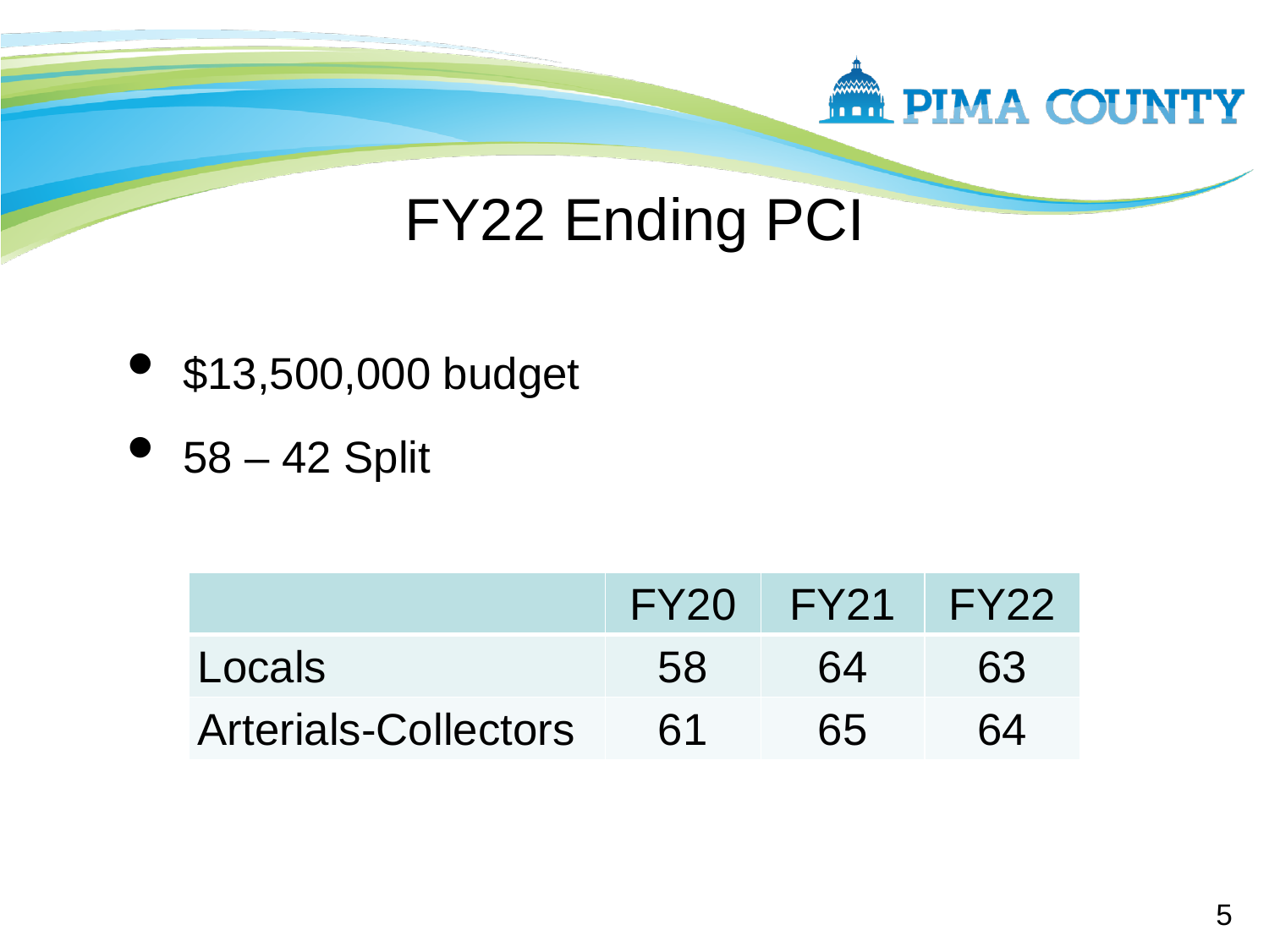# FY22 Ending PCI

- $13,500,000 budget
- 58 – 42 Split

| | FY20 | FY21 | FY22 |
|---|---|---|---|
| Locals | 58 | 64 | 63 |
| Arterials-Collectors | 61 | 65 | 64 |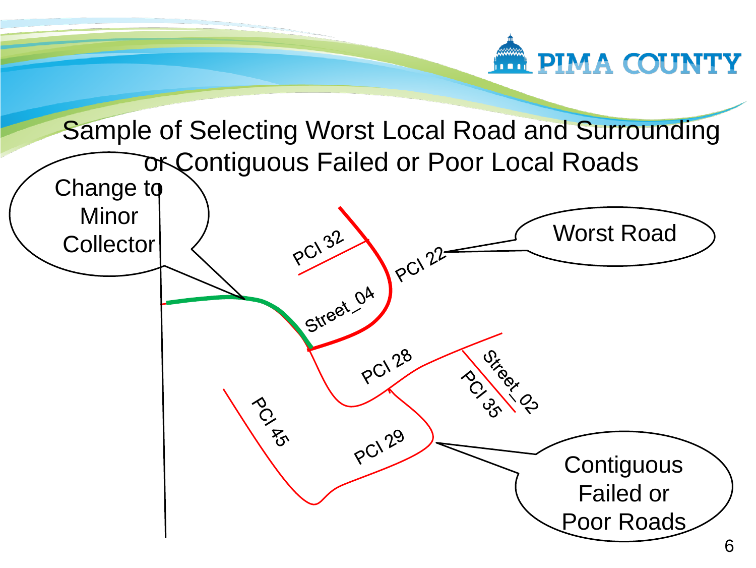# Sample of Selecting Worst Local Road and Surrounding or Contiguous Failed or Poor Local Roads

Change to Minor Collector

Worst Road

Contiguous Failed or Poor Roads

PCI 32

PCI 22

Street_04

PCI 28

Street_02

PCI 35

PCI 45

PCI 29